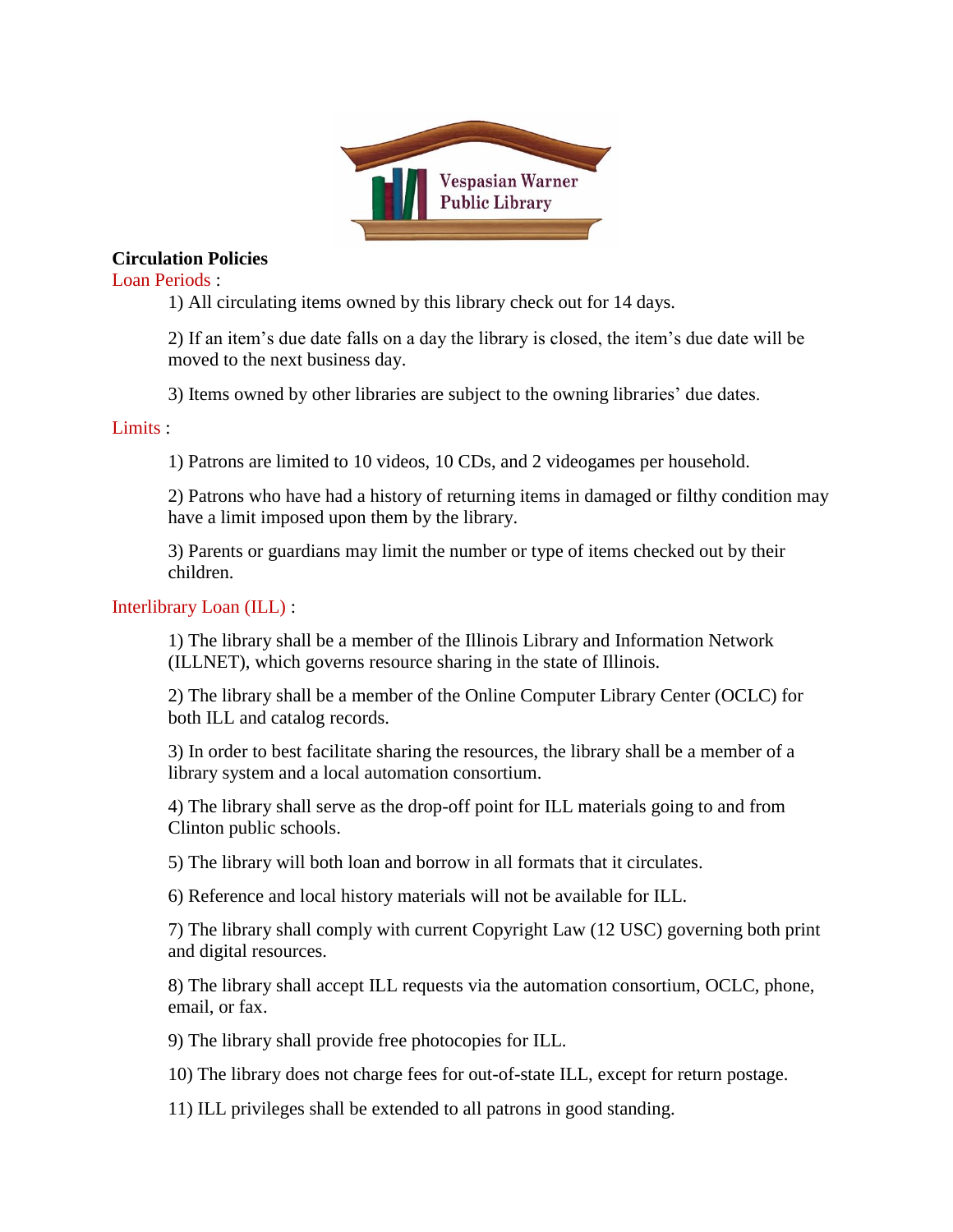Vespasian Warner Public Library

**Circulation Policies**

Loan Periods :

1) All circulating items owned by this library check out for 14 days.

2) If an item's due date falls on a day the library is closed, the item's due date will be moved to the next business day.

3) Items owned by other libraries are subject to the owning libraries' due dates.

Limits :

1) Patrons are limited to 10 videos, 10 CDs, and 2 videogames per household.

2) Patrons who have had a history of returning items in damaged or filthy condition may have a limit imposed upon them by the library.

3) Parents or guardians may limit the number or type of items checked out by their children.

Interlibrary Loan (ILL) :

1) The library shall be a member of the Illinois Library and Information Network (ILLNET), which governs resource sharing in the state of Illinois.

2) The library shall be a member of the Online Computer Library Center (OCLC) for both ILL and catalog records.

3) In order to best facilitate sharing the resources, the library shall be a member of a library system and a local automation consortium.

4) The library shall serve as the drop-off point for ILL materials going to and from Clinton public schools.

5) The library will both loan and borrow in all formats that it circulates.

6) Reference and local history materials will not be available for ILL.

7) The library shall comply with current Copyright Law (12 USC) governing both print and digital resources.

8) The library shall accept ILL requests via the automation consortium, OCLC, phone, email, or fax.

9) The library shall provide free photocopies for ILL.

10) The library does not charge fees for out-of-state ILL, except for return postage.

11) ILL privileges shall be extended to all patrons in good standing.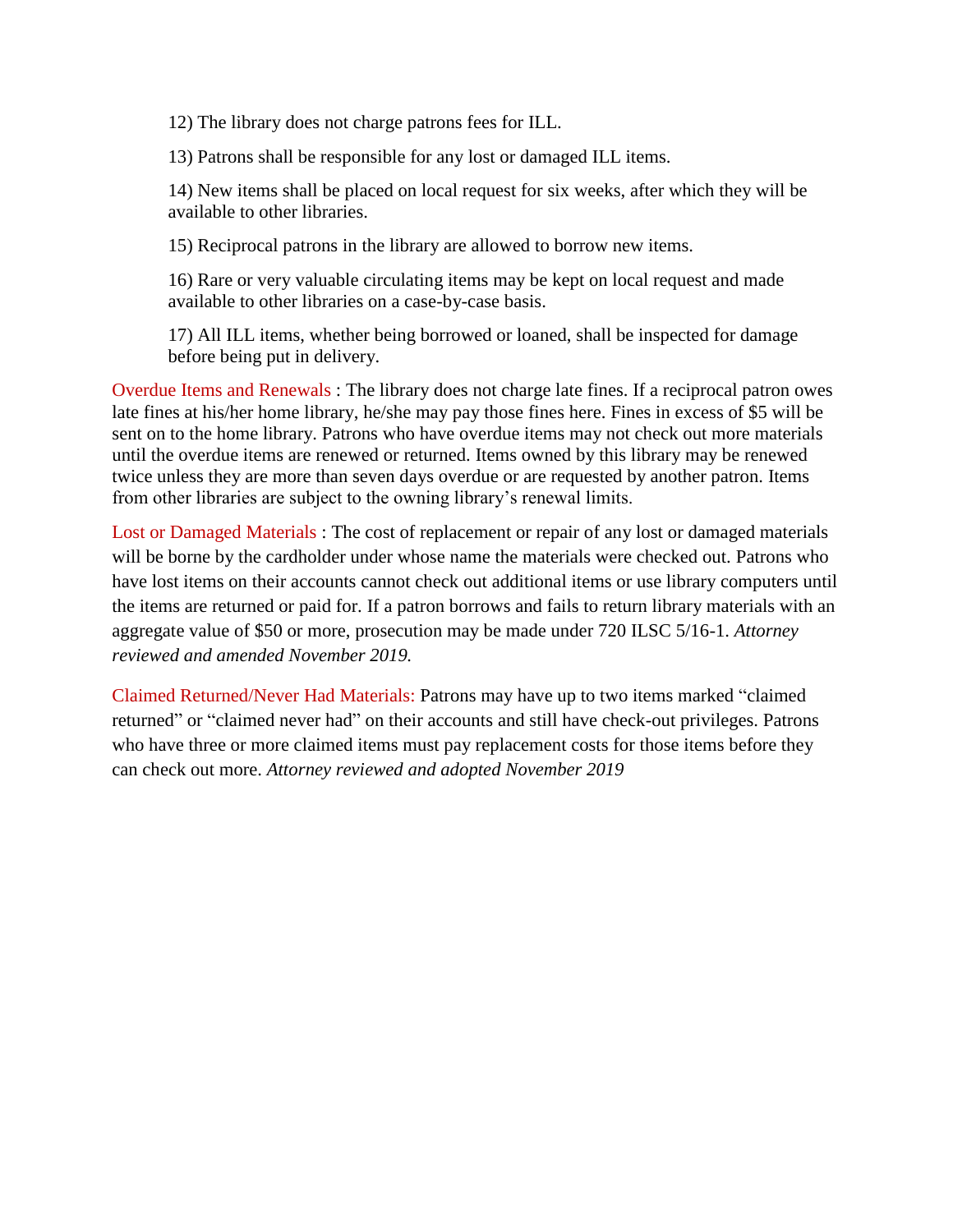12) The library does not charge patrons fees for ILL.

13) Patrons shall be responsible for any lost or damaged ILL items.

14) New items shall be placed on local request for six weeks, after which they will be available to other libraries.

15) Reciprocal patrons in the library are allowed to borrow new items.

16) Rare or very valuable circulating items may be kept on local request and made available to other libraries on a case-by-case basis.

17) All ILL items, whether being borrowed or loaned, shall be inspected for damage before being put in delivery.

Overdue Items and Renewals : The library does not charge late fines. If a reciprocal patron owes late fines at his/her home library, he/she may pay those fines here. Fines in excess of $5 will be sent on to the home library. Patrons who have overdue items may not check out more materials until the overdue items are renewed or returned. Items owned by this library may be renewed twice unless they are more than seven days overdue or are requested by another patron. Items from other libraries are subject to the owning library's renewal limits.

Lost or Damaged Materials : The cost of replacement or repair of any lost or damaged materials will be borne by the cardholder under whose name the materials were checked out. Patrons who have lost items on their accounts cannot check out additional items or use library computers until the items are returned or paid for. If a patron borrows and fails to return library materials with an aggregate value of $50 or more, prosecution may be made under 720 ILSC 5/16-1. *Attorney reviewed and amended November 2019.*

Claimed Returned/Never Had Materials: Patrons may have up to two items marked "claimed returned" or "claimed never had" on their accounts and still have check-out privileges. Patrons who have three or more claimed items must pay replacement costs for those items before they can check out more. *Attorney reviewed and adopted November 2019*